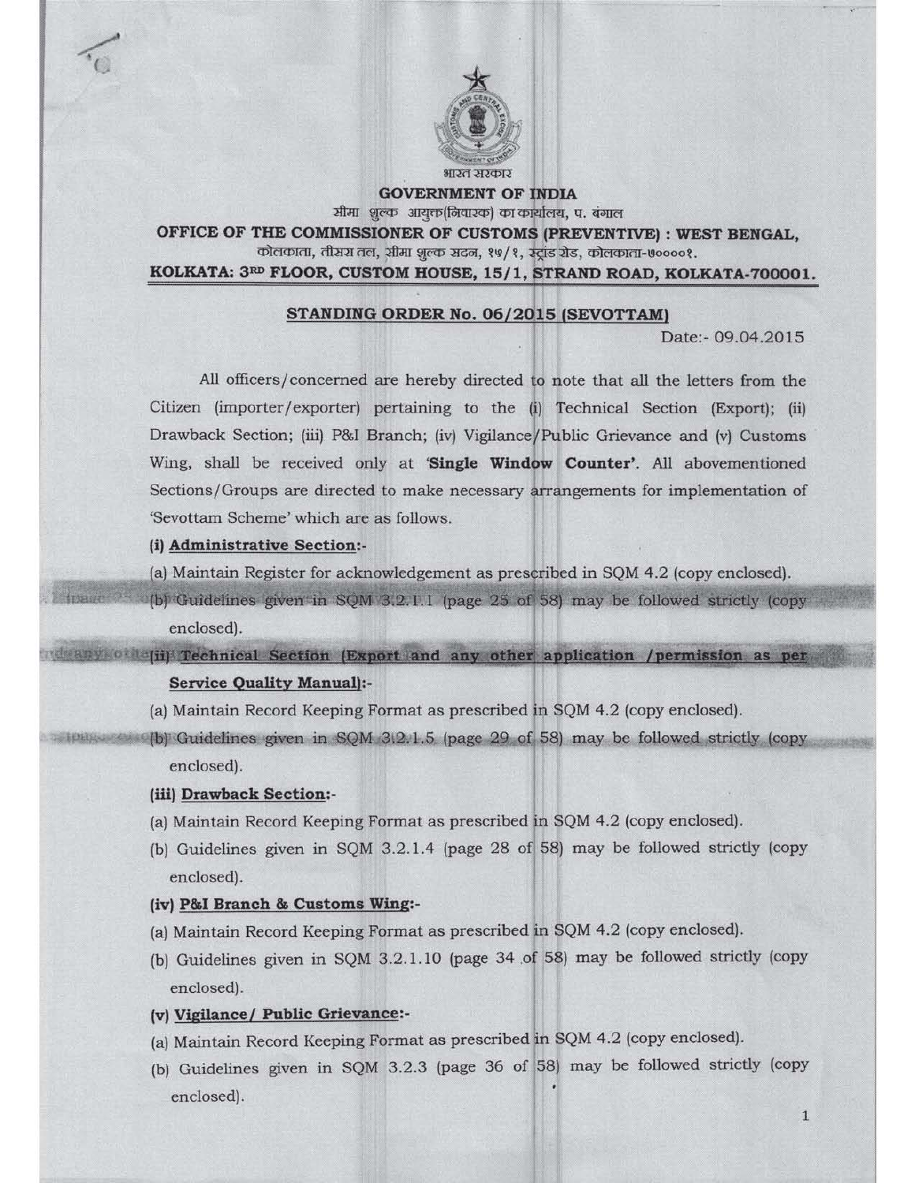भारत सरकार

**GOVERNMENT OF INDIA**

सीमा शुल्क आयुक्त(निवारक) का कार्यालय, प. बंगाल

**OFFICE OF THE COMMISSIONER OF CUSTOMS (PREVENTIVE) : WEST BENGAL,**

कोलकाता, तीसरा तल, सीमा शुल्क सदन, १५/१, स्ट्रांड रोड, कोलकाता-७००००१.

**KOLKATA: 3RD FLOOR, CUSTOM HOUSE, 15/1, STRAND ROAD, KOLKATA-700001.**

## STANDING ORDER No. 06/2015 (SEVOTTAM)

Date:- 09.04.2015

All officers/concerned are hereby directed to note that all the letters from the Citizen (importer/exporter) pertaining to the (i) Technical Section (Export); (ii) Drawback Section; (iii) P&I Branch; (iv) Vigilance/Public Grievance and (v) Customs Wing, shall be received only at **'Single Window Counter'**. All abovementioned Sections/Groups are directed to make necessary arrangements for implementation of 'Sevottam Scheme' which are as follows.

**(i) Administrative Section:-**

(a) Maintain Register for acknowledgement as prescribed in SQM 4.2 (copy enclosed).

(b) Guidelines given in SQM 3.2.1.1 (page 25 of 58) may be followed strictly (copy enclosed).

**(ii) Technical Section (Export and any other application /permission as per Service Quality Manual):-**

(a) Maintain Record Keeping Format as prescribed in SQM 4.2 (copy enclosed).

(b) Guidelines given in SQM 3.2.1.5 (page 29 of 58) may be followed strictly (copy enclosed).

**(iii) Drawback Section:-**

(a) Maintain Record Keeping Format as prescribed in SQM 4.2 (copy enclosed).

(b) Guidelines given in SQM 3.2.1.4 (page 28 of 58) may be followed strictly (copy enclosed).

**(iv) P&I Branch & Customs Wing:-**

(a) Maintain Record Keeping Format as prescribed in SQM 4.2 (copy enclosed).

(b) Guidelines given in SQM 3.2.1.10 (page 34 of 58) may be followed strictly (copy enclosed).

**(v) Vigilance/ Public Grievance:-**

(a) Maintain Record Keeping Format as prescribed in SQM 4.2 (copy enclosed).

(b) Guidelines given in SQM 3.2.3 (page 36 of 58) may be followed strictly (copy enclosed).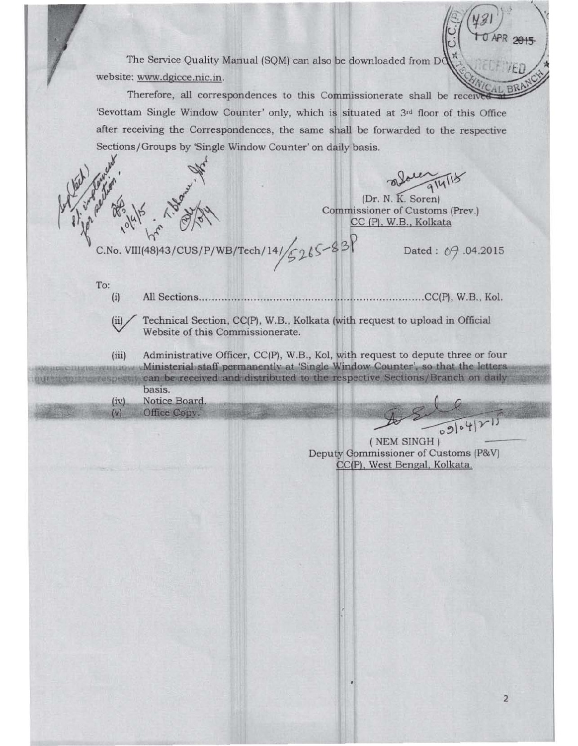The Service Quality Manual (SQM) can also be downloaded from DG website: www.dgicce.nic.in.

Therefore, all correspondences to this Commissionerate shall be received at 'Sevottam Single Window Counter' only, which is situated at 3rd floor of this Office after receiving the Correspondences, the same shall be forwarded to the respective Sections/Groups by 'Single Window Counter' on daily basis.

(Dr. N. K. Soren)
Commissioner of Customs (Prev.)
CC (P), W.B., Kolkata

C.No. VIII(48)43/CUS/P/WB/Tech/14/5265-83P

Dated : 09.04.2015

To:

(i) All Sections........................................................................CC(P), W.B., Kol.

(ii) Technical Section, CC(P), W.B., Kolkata (with request to upload in Official Website of this Commissionerate.

(iii) Administrative Officer, CC(P), W.B., Kol, with request to depute three or four Ministerial staff permanently at 'Single Window Counter', so that the letters can be received and distributed to the respective Sections/Branch on daily basis.

(iv) Notice Board.

(v) Office Copy.

( NEM SINGH )
Deputy Commissioner of Customs (P&V)
CC(P), West Bengal, Kolkata.